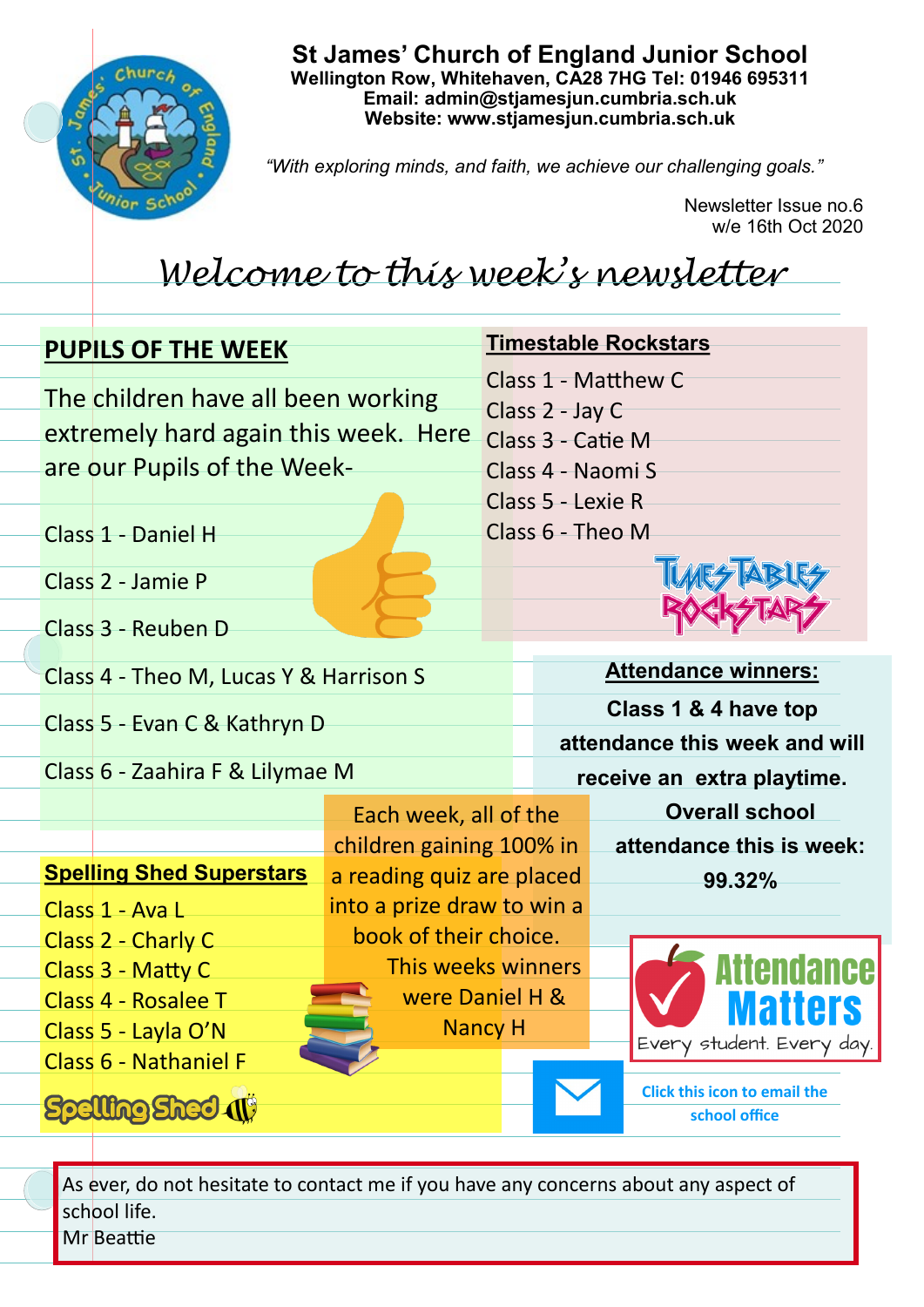# St James' Church of England Junior School

**Wellington Row, Whitehaven, CA28 7HG Tel: 01946 695311**
**Email: admin@stjamesjun.cumbria.sch.uk**
**Website: www.stjamesjun.cumbria.sch.uk**

*"With exploring minds, and faith, we achieve our challenging goals."*

Newsletter Issue no.6
w/e 16th Oct 2020

## *Welcome to this week's newsletter*

### PUPILS OF THE WEEK

The children have all been working extremely hard again this week. Here are our Pupils of the Week-

Class 1 - Daniel H
Class 2 - Jamie P
Class 3 - Reuben D
Class 4 - Theo M, Lucas Y & Harrison S
Class 5 - Evan C & Kathryn D
Class 6 - Zaahira F & Lilymae M

### Timestable Rockstars

Class 1 - Matthew C
Class 2 - Jay C
Class 3 - Catie M
Class 4 - Naomi S
Class 5 - Lexie R
Class 6 - Theo M

### Attendance winners:

**Class 1 & 4 have top attendance this week and will receive an extra playtime.**

**Overall school attendance this is week: 99.32%**

Attendance Matters
Every student. Every day.

### Spelling Shed Superstars

Class 1 - Ava L
Class 2 - Charly C
Class 3 - Matty C
Class 4 - Rosalee T
Class 5 - Layla O'N
Class 6 - Nathaniel F

Each week, all of the children gaining 100% in a reading quiz are placed into a prize draw to win a book of their choice. This weeks winners were Daniel H & Nancy H

**Click this icon to email the school office**

As ever, do not hesitate to contact me if you have any concerns about any aspect of school life.
Mr Beattie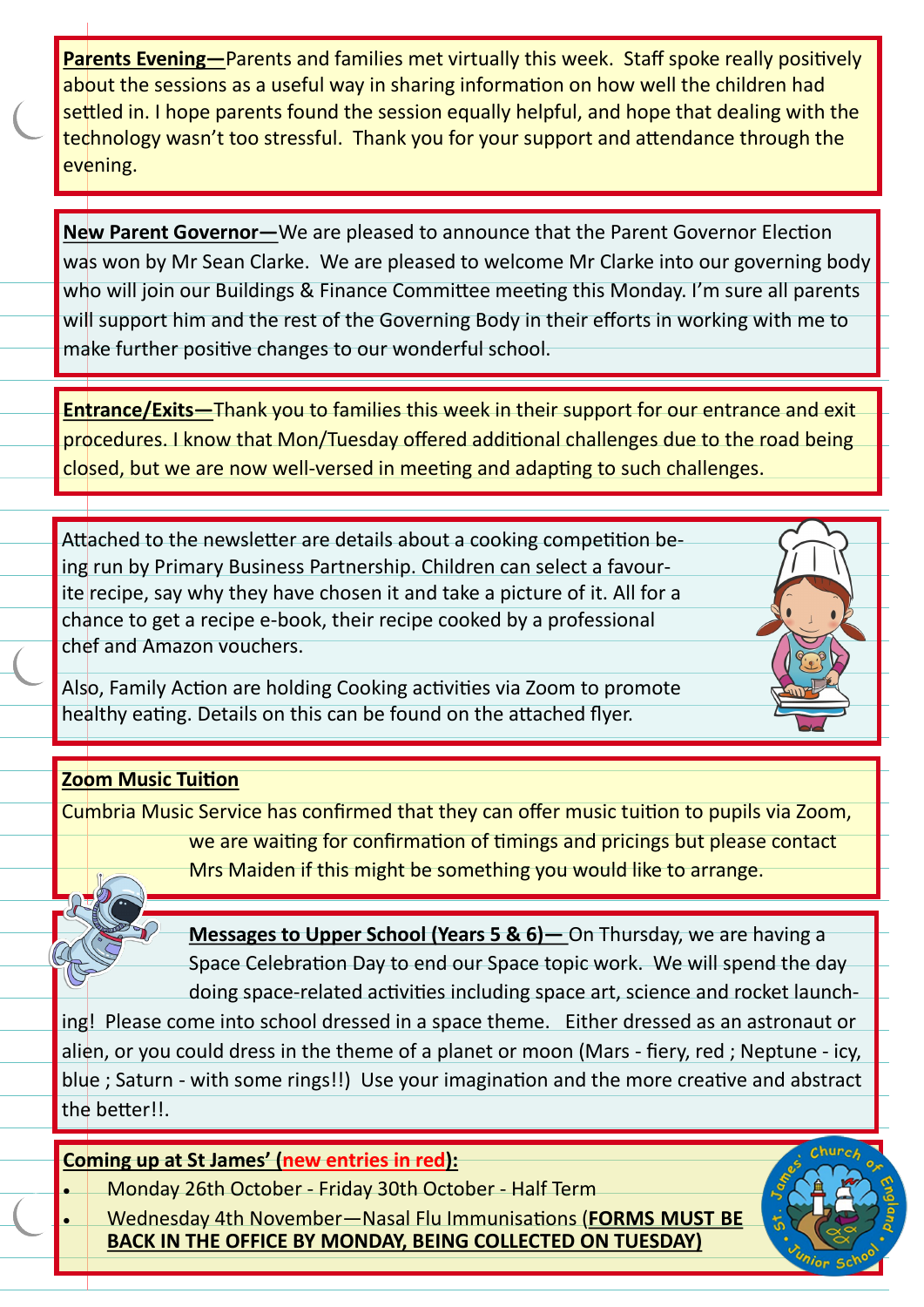**Parents Evening—**Parents and families met virtually this week. Staff spoke really positively about the sessions as a useful way in sharing information on how well the children had settled in. I hope parents found the session equally helpful, and hope that dealing with the technology wasn't too stressful. Thank you for your support and attendance through the evening.

**New Parent Governor—**We are pleased to announce that the Parent Governor Election was won by Mr Sean Clarke. We are pleased to welcome Mr Clarke into our governing body who will join our Buildings & Finance Committee meeting this Monday. I'm sure all parents will support him and the rest of the Governing Body in their efforts in working with me to make further positive changes to our wonderful school.

**Entrance/Exits—**Thank you to families this week in their support for our entrance and exit procedures. I know that Mon/Tuesday offered additional challenges due to the road being closed, but we are now well-versed in meeting and adapting to such challenges.

Attached to the newsletter are details about a cooking competition being run by Primary Business Partnership. Children can select a favourite recipe, say why they have chosen it and take a picture of it. All for a chance to get a recipe e-book, their recipe cooked by a professional chef and Amazon vouchers.

Also, Family Action are holding Cooking activities via Zoom to promote healthy eating. Details on this can be found on the attached flyer.

**Zoom Music Tuition**

Cumbria Music Service has confirmed that they can offer music tuition to pupils via Zoom, we are waiting for confirmation of timings and pricings but please contact Mrs Maiden if this might be something you would like to arrange.

**Messages to Upper School (Years 5 & 6)—** On Thursday, we are having a Space Celebration Day to end our Space topic work. We will spend the day doing space-related activities including space art, science and rocket launching! Please come into school dressed in a space theme. Either dressed as an astronaut or alien, or you could dress in the theme of a planet or moon (Mars - fiery, red ; Neptune - icy, blue ; Saturn - with some rings!!) Use your imagination and the more creative and abstract the better!!.

**Coming up at St James' (new entries in red):**

- Monday 26th October - Friday 30th October - Half Term
- Wednesday 4th November—Nasal Flu Immunisations (**FORMS MUST BE BACK IN THE OFFICE BY MONDAY, BEING COLLECTED ON TUESDAY)**